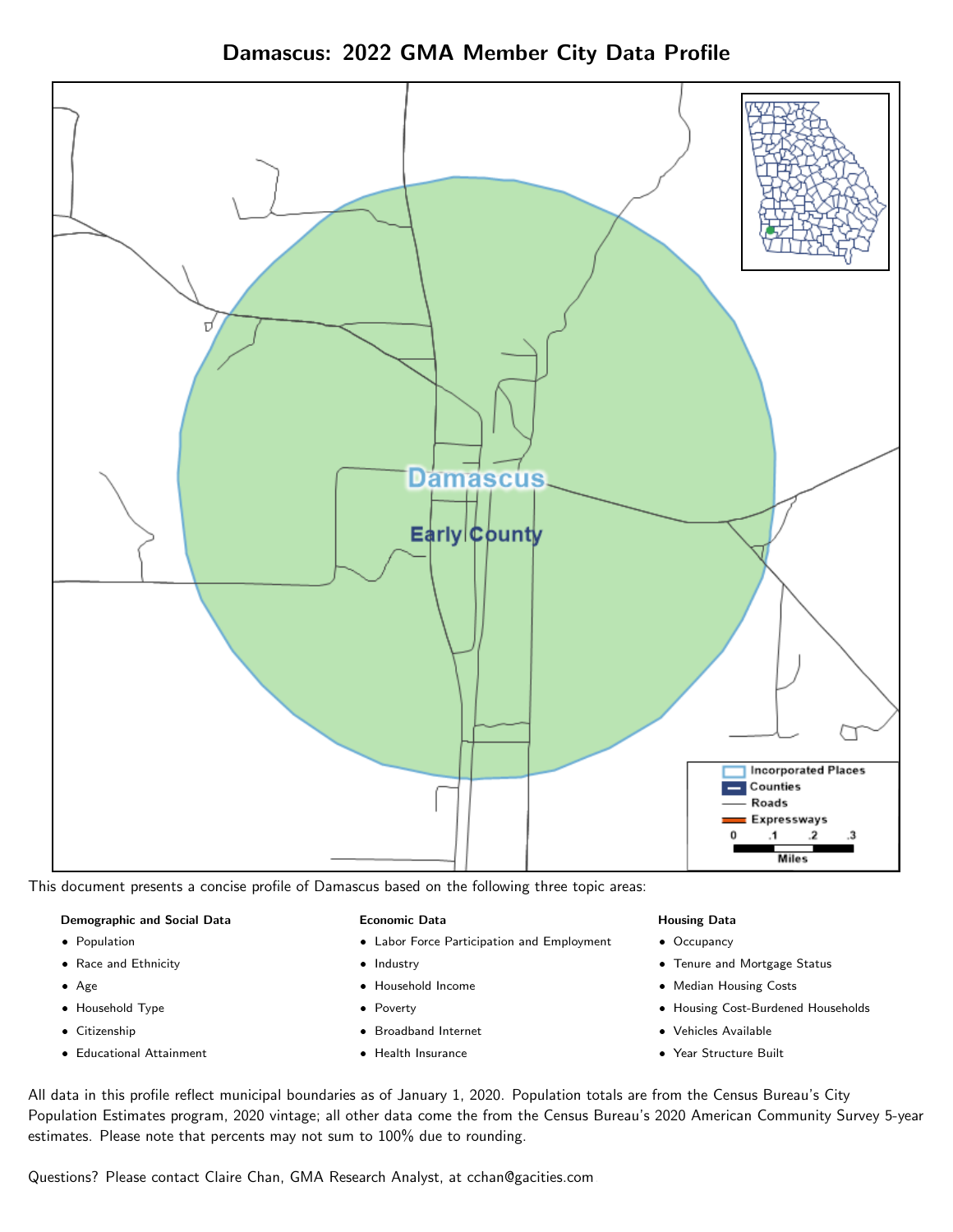# Damascus: 2022 GMA Member City Data Profile

This document presents a concise profile of Damascus based on the following three topic areas:

**Demographic and Social Data**

- Population
- Race and Ethnicity
- Age
- Household Type
- Citizenship
- Educational Attainment

**Economic Data**

- Labor Force Participation and Employment
- Industry
- Household Income
- Poverty
- Broadband Internet
- Health Insurance

**Housing Data**

- Occupancy
- Tenure and Mortgage Status
- Median Housing Costs
- Housing Cost-Burdened Households
- Vehicles Available
- Year Structure Built

All data in this profile reflect municipal boundaries as of January 1, 2020. Population totals are from the Census Bureau's City Population Estimates program, 2020 vintage; all other data come the from the Census Bureau's 2020 American Community Survey 5-year estimates. Please note that percents may not sum to 100% due to rounding.

Questions? Please contact Claire Chan, GMA Research Analyst, at cchan@gacities.com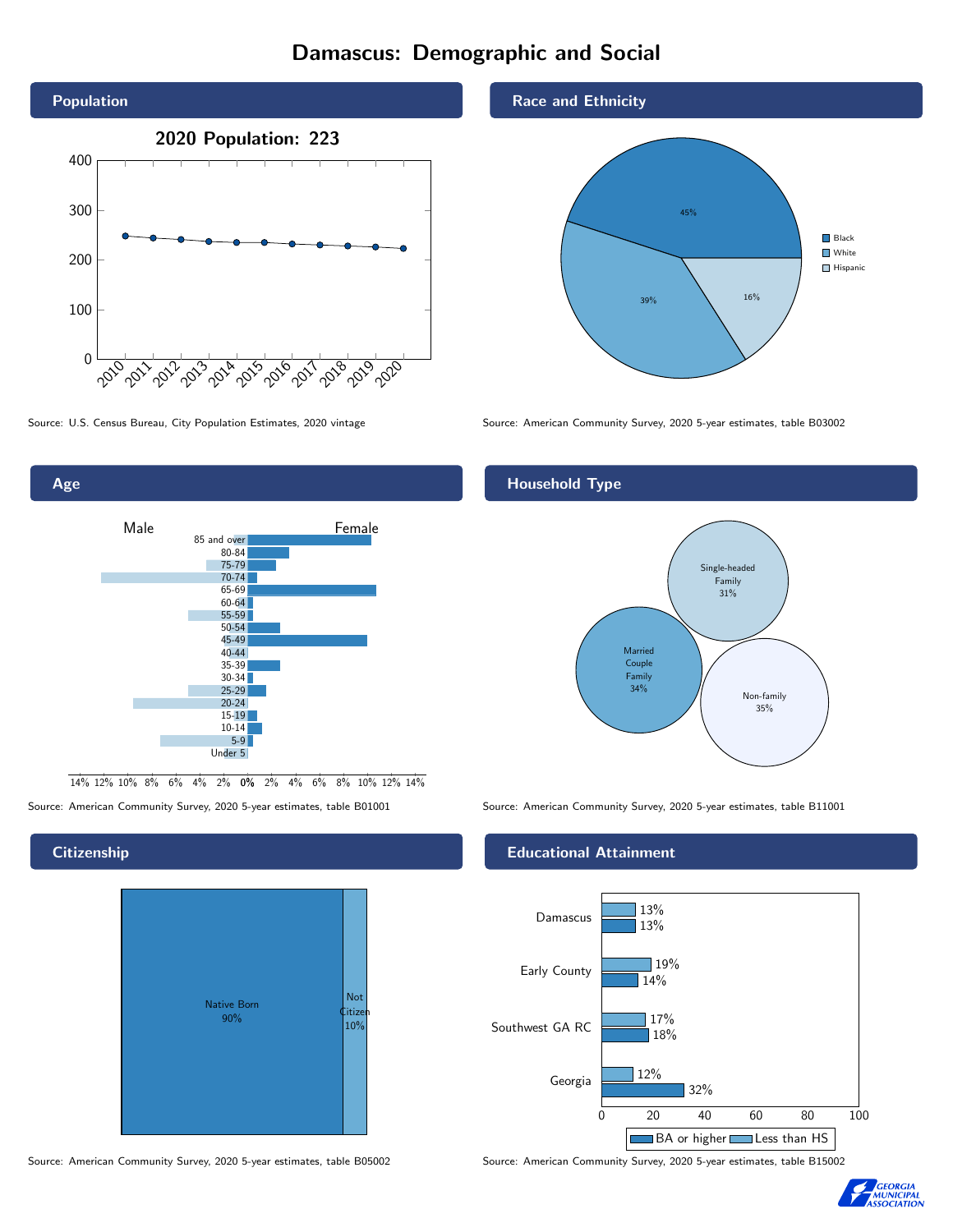# Damascus: Demographic and Social

## Population

2020 Population: 223

Source: U.S. Census Bureau, City Population Estimates, 2020 vintage

## Race and Ethnicity

| Race/Ethnicity | Percent |
|---|---|
| Black | 45% |
| White | 39% |
| Hispanic | 16% |

Source: American Community Survey, 2020 5-year estimates, table B03002

## Age

Source: American Community Survey, 2020 5-year estimates, table B01001

## Household Type

| Household Type | Percent |
|---|---|
| Single-headed Family | 31% |
| Married Couple Family | 34% |
| Non-family | 35% |

Source: American Community Survey, 2020 5-year estimates, table B11001

## Citizenship

| Citizenship | Percent |
|---|---|
| Native Born | 90% |
| Not Citizen | 10% |

Source: American Community Survey, 2020 5-year estimates, table B05002

## Educational Attainment

| Area | Less than HS | BA or higher |
|---|---|---|
| Damascus | 13% | 13% |
| Early County | 19% | 14% |
| Southwest GA RC | 17% | 18% |
| Georgia | 12% | 32% |

Source: American Community Survey, 2020 5-year estimates, table B15002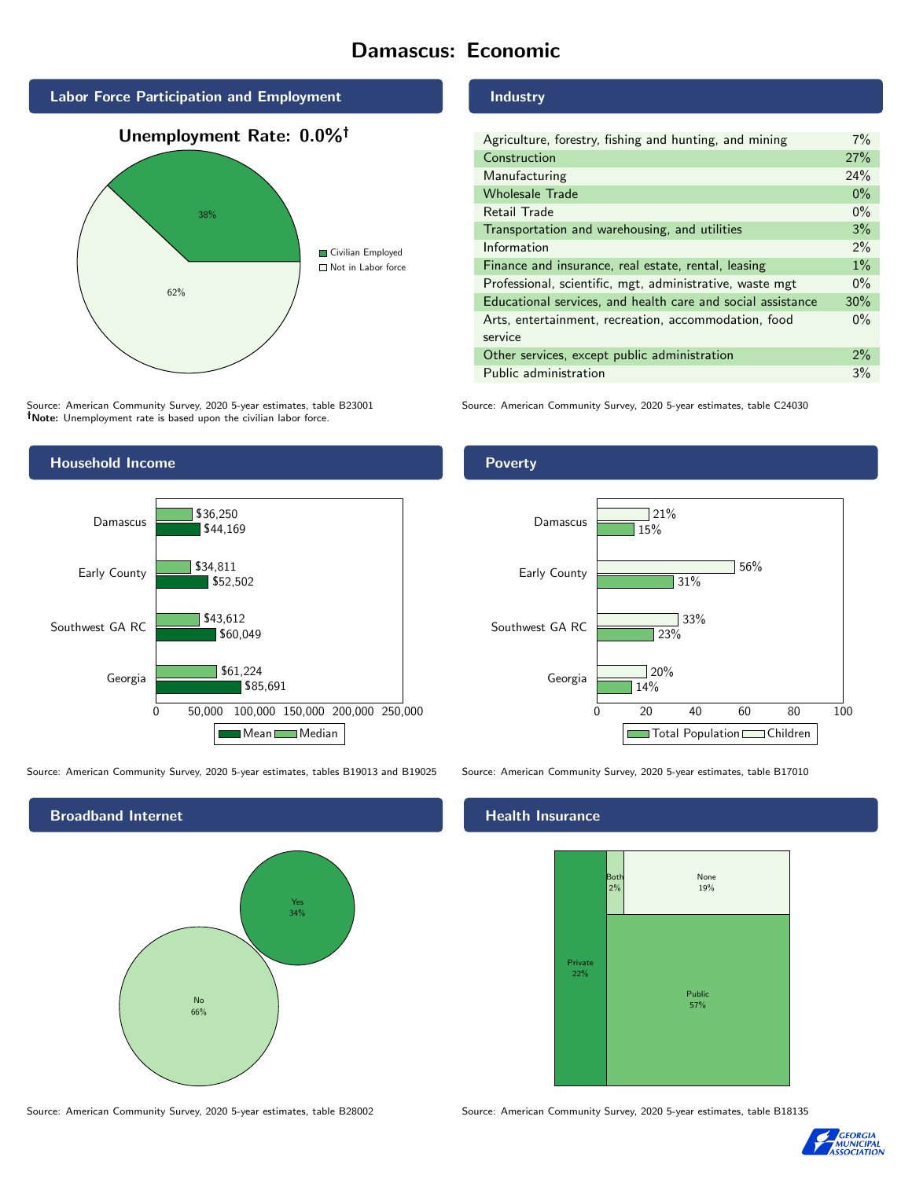# Damascus: Economic

## Labor Force Participation and Employment

**Unemployment Rate: 0.0%†**

| Category | Percent |
|---|---|
| Civilian Employed | 38% |
| Not in Labor force | 62% |

Source: American Community Survey, 2020 5-year estimates, table B23001
**†Note:** Unemployment rate is based upon the civilian labor force.

## Industry

| Industry | Percent |
|---|---|
| Agriculture, forestry, fishing and hunting, and mining | 7% |
| Construction | 27% |
| Manufacturing | 24% |
| Wholesale Trade | 0% |
| Retail Trade | 0% |
| Transportation and warehousing, and utilities | 3% |
| Information | 2% |
| Finance and insurance, real estate, rental, leasing | 1% |
| Professional, scientific, mgt, administrative, waste mgt | 0% |
| Educational services, and health care and social assistance | 30% |
| Arts, entertainment, recreation, accommodation, food service | 0% |
| Other services, except public administration | 2% |
| Public administration | 3% |

Source: American Community Survey, 2020 5-year estimates, table C24030

## Household Income

| Area | Median | Mean |
|---|---|---|
| Damascus | $36,250 | $44,169 |
| Early County | $34,811 | $52,502 |
| Southwest GA RC | $43,612 | $60,049 |
| Georgia | $61,224 | $85,691 |

Source: American Community Survey, 2020 5-year estimates, tables B19013 and B19025

## Poverty

| Area | Children | Total Population |
|---|---|---|
| Damascus | 21% | 15% |
| Early County | 56% | 31% |
| Southwest GA RC | 33% | 23% |
| Georgia | 20% | 14% |

Source: American Community Survey, 2020 5-year estimates, table B17010

## Broadband Internet

| Response | Percent |
|---|---|
| Yes | 34% |
| No | 66% |

Source: American Community Survey, 2020 5-year estimates, table B28002

## Health Insurance

| Type | Percent |
|---|---|
| Private | 22% |
| Both | 2% |
| None | 19% |
| Public | 57% |

Source: American Community Survey, 2020 5-year estimates, table B18135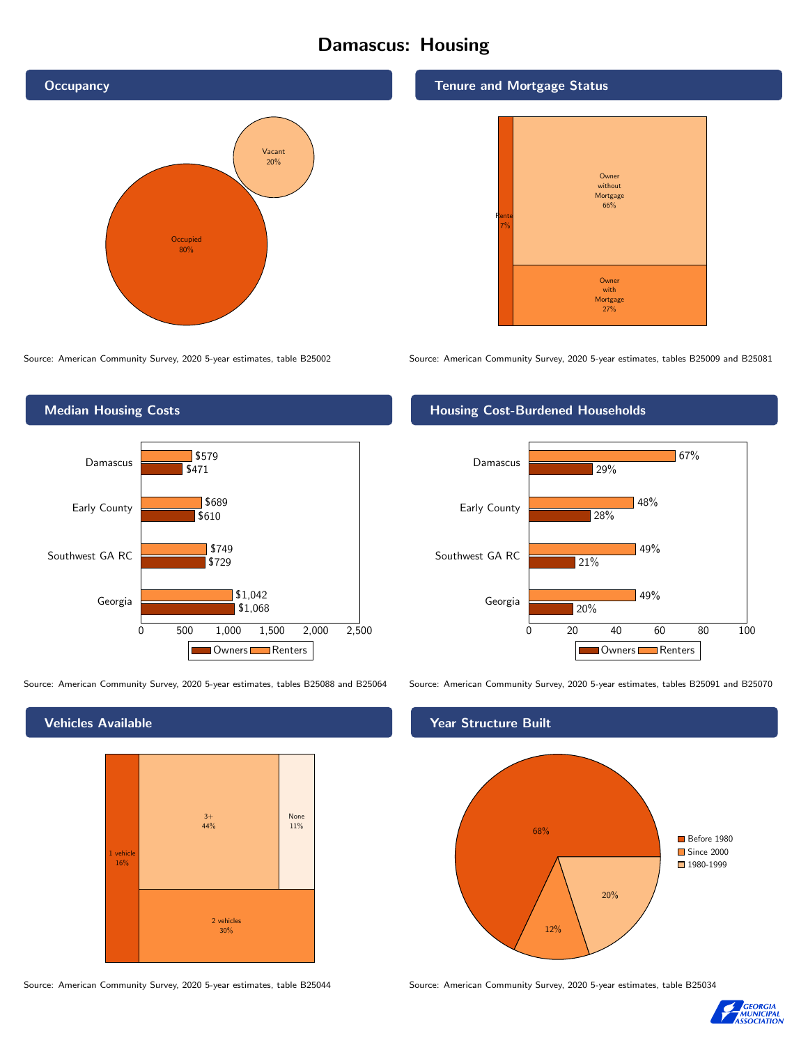# Damascus: Housing

## Occupancy

Vacant
20%

Occupied
80%

Source: American Community Survey, 2020 5-year estimates, table B25002

## Tenure and Mortgage Status

Renter
7%

Owner
without
Mortgage
66%

Owner
with
Mortgage
27%

Source: American Community Survey, 2020 5-year estimates, tables B25009 and B25081

## Median Housing Costs

Damascus
$579
$471

Early County
$689
$610

Southwest GA RC
$749
$729

Georgia
$1,042
$1,068

0 500 1,000 1,500 2,000 2,500

Owners Renters

Source: American Community Survey, 2020 5-year estimates, tables B25088 and B25064

## Housing Cost-Burdened Households

Damascus
67%
29%

Early County
48%
28%

Southwest GA RC
49%
21%

Georgia
49%
20%

0 20 40 60 80 100

Owners Renters

Source: American Community Survey, 2020 5-year estimates, tables B25091 and B25070

## Vehicles Available

1 vehicle
16%

3+
44%

None
11%

2 vehicles
30%

Source: American Community Survey, 2020 5-year estimates, table B25044

## Year Structure Built

68%

12%

20%

Before 1980
Since 2000
1980-1999

Source: American Community Survey, 2020 5-year estimates, table B25034